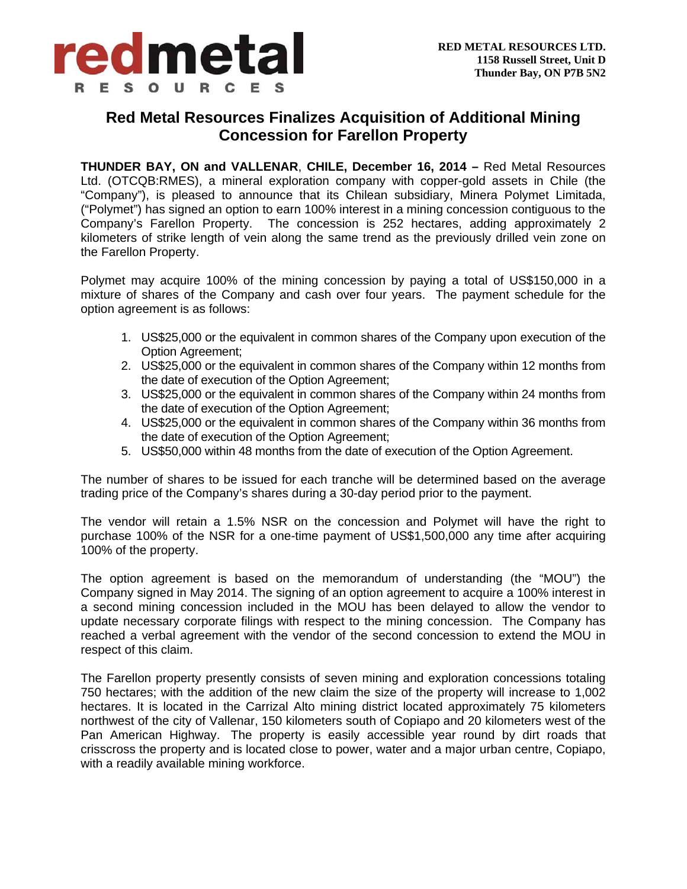**RED METAL RESOURCES LTD.**
**1158 Russell Street, Unit D**
**Thunder Bay, ON P7B 5N2**

# Red Metal Resources Finalizes Acquisition of Additional Mining Concession for Farellon Property

**THUNDER BAY, ON and VALLENAR**, **CHILE, December 16, 2014 –** Red Metal Resources Ltd. (OTCQB:RMES), a mineral exploration company with copper-gold assets in Chile (the "Company"), is pleased to announce that its Chilean subsidiary, Minera Polymet Limitada, ("Polymet") has signed an option to earn 100% interest in a mining concession contiguous to the Company's Farellon Property. The concession is 252 hectares, adding approximately 2 kilometers of strike length of vein along the same trend as the previously drilled vein zone on the Farellon Property.

Polymet may acquire 100% of the mining concession by paying a total of US$150,000 in a mixture of shares of the Company and cash over four years. The payment schedule for the option agreement is as follows:

1. US$25,000 or the equivalent in common shares of the Company upon execution of the Option Agreement;
2. US$25,000 or the equivalent in common shares of the Company within 12 months from the date of execution of the Option Agreement;
3. US$25,000 or the equivalent in common shares of the Company within 24 months from the date of execution of the Option Agreement;
4. US$25,000 or the equivalent in common shares of the Company within 36 months from the date of execution of the Option Agreement;
5. US$50,000 within 48 months from the date of execution of the Option Agreement.

The number of shares to be issued for each tranche will be determined based on the average trading price of the Company's shares during a 30-day period prior to the payment.

The vendor will retain a 1.5% NSR on the concession and Polymet will have the right to purchase 100% of the NSR for a one-time payment of US$1,500,000 any time after acquiring 100% of the property.

The option agreement is based on the memorandum of understanding (the "MOU") the Company signed in May 2014. The signing of an option agreement to acquire a 100% interest in a second mining concession included in the MOU has been delayed to allow the vendor to update necessary corporate filings with respect to the mining concession. The Company has reached a verbal agreement with the vendor of the second concession to extend the MOU in respect of this claim.

The Farellon property presently consists of seven mining and exploration concessions totaling 750 hectares; with the addition of the new claim the size of the property will increase to 1,002 hectares. It is located in the Carrizal Alto mining district located approximately 75 kilometers northwest of the city of Vallenar, 150 kilometers south of Copiapo and 20 kilometers west of the Pan American Highway. The property is easily accessible year round by dirt roads that crisscross the property and is located close to power, water and a major urban centre, Copiapo, with a readily available mining workforce.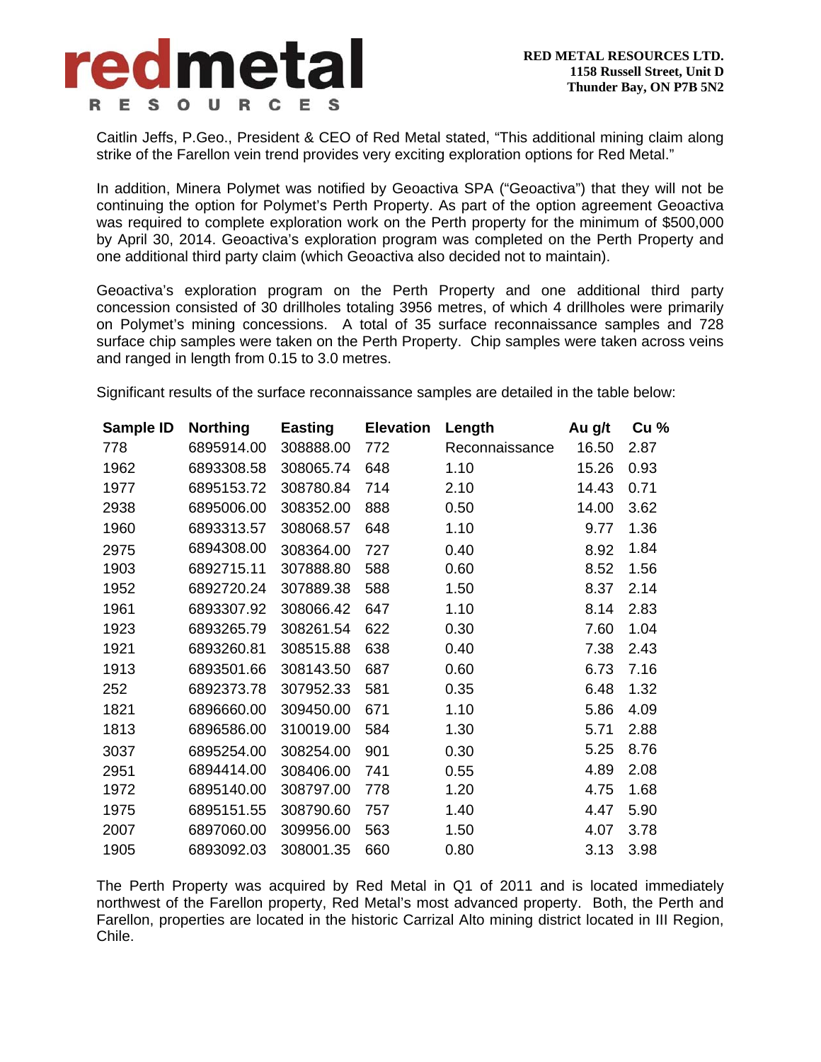Caitlin Jeffs, P.Geo., President & CEO of Red Metal stated, "This additional mining claim along strike of the Farellon vein trend provides very exciting exploration options for Red Metal."

In addition, Minera Polymet was notified by Geoactiva SPA ("Geoactiva") that they will not be continuing the option for Polymet's Perth Property. As part of the option agreement Geoactiva was required to complete exploration work on the Perth property for the minimum of $500,000 by April 30, 2014. Geoactiva's exploration program was completed on the Perth Property and one additional third party claim (which Geoactiva also decided not to maintain).

Geoactiva's exploration program on the Perth Property and one additional third party concession consisted of 30 drillholes totaling 3956 metres, of which 4 drillholes were primarily on Polymet's mining concessions. A total of 35 surface reconnaissance samples and 728 surface chip samples were taken on the Perth Property. Chip samples were taken across veins and ranged in length from 0.15 to 3.0 metres.

Significant results of the surface reconnaissance samples are detailed in the table below:

| Sample ID | Northing | Easting | Elevation | Length | Au g/t | Cu % |
|---|---|---|---|---|---|---|
| 778 | 6895914.00 | 308888.00 | 772 | Reconnaissance | 16.50 | 2.87 |
| 1962 | 6893308.58 | 308065.74 | 648 | 1.10 | 15.26 | 0.93 |
| 1977 | 6895153.72 | 308780.84 | 714 | 2.10 | 14.43 | 0.71 |
| 2938 | 6895006.00 | 308352.00 | 888 | 0.50 | 14.00 | 3.62 |
| 1960 | 6893313.57 | 308068.57 | 648 | 1.10 | 9.77 | 1.36 |
| 2975 | 6894308.00 | 308364.00 | 727 | 0.40 | 8.92 | 1.84 |
| 1903 | 6892715.11 | 307888.80 | 588 | 0.60 | 8.52 | 1.56 |
| 1952 | 6892720.24 | 307889.38 | 588 | 1.50 | 8.37 | 2.14 |
| 1961 | 6893307.92 | 308066.42 | 647 | 1.10 | 8.14 | 2.83 |
| 1923 | 6893265.79 | 308261.54 | 622 | 0.30 | 7.60 | 1.04 |
| 1921 | 6893260.81 | 308515.88 | 638 | 0.40 | 7.38 | 2.43 |
| 1913 | 6893501.66 | 308143.50 | 687 | 0.60 | 6.73 | 7.16 |
| 252 | 6892373.78 | 307952.33 | 581 | 0.35 | 6.48 | 1.32 |
| 1821 | 6896660.00 | 309450.00 | 671 | 1.10 | 5.86 | 4.09 |
| 1813 | 6896586.00 | 310019.00 | 584 | 1.30 | 5.71 | 2.88 |
| 3037 | 6895254.00 | 308254.00 | 901 | 0.30 | 5.25 | 8.76 |
| 2951 | 6894414.00 | 308406.00 | 741 | 0.55 | 4.89 | 2.08 |
| 1972 | 6895140.00 | 308797.00 | 778 | 1.20 | 4.75 | 1.68 |
| 1975 | 6895151.55 | 308790.60 | 757 | 1.40 | 4.47 | 5.90 |
| 2007 | 6897060.00 | 309956.00 | 563 | 1.50 | 4.07 | 3.78 |
| 1905 | 6893092.03 | 308001.35 | 660 | 0.80 | 3.13 | 3.98 |

The Perth Property was acquired by Red Metal in Q1 of 2011 and is located immediately northwest of the Farellon property, Red Metal's most advanced property. Both, the Perth and Farellon, properties are located in the historic Carrizal Alto mining district located in III Region, Chile.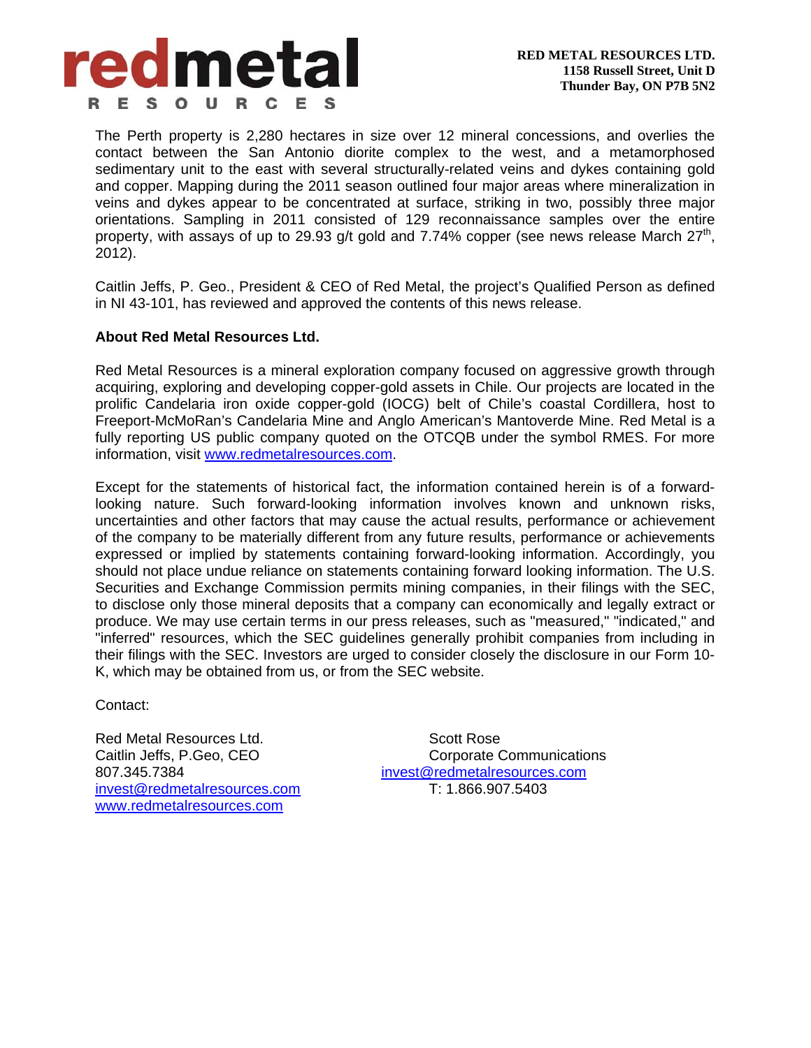The Perth property is 2,280 hectares in size over 12 mineral concessions, and overlies the contact between the San Antonio diorite complex to the west, and a metamorphosed sedimentary unit to the east with several structurally-related veins and dykes containing gold and copper. Mapping during the 2011 season outlined four major areas where mineralization in veins and dykes appear to be concentrated at surface, striking in two, possibly three major orientations. Sampling in 2011 consisted of 129 reconnaissance samples over the entire property, with assays of up to 29.93 g/t gold and 7.74% copper (see news release March 27th, 2012).

Caitlin Jeffs, P. Geo., President & CEO of Red Metal, the project's Qualified Person as defined in NI 43-101, has reviewed and approved the contents of this news release.

**About Red Metal Resources Ltd.**

Red Metal Resources is a mineral exploration company focused on aggressive growth through acquiring, exploring and developing copper-gold assets in Chile. Our projects are located in the prolific Candelaria iron oxide copper-gold (IOCG) belt of Chile's coastal Cordillera, host to Freeport-McMoRan's Candelaria Mine and Anglo American's Mantoverde Mine. Red Metal is a fully reporting US public company quoted on the OTCQB under the symbol RMES. For more information, visit www.redmetalresources.com.

Except for the statements of historical fact, the information contained herein is of a forward-looking nature. Such forward-looking information involves known and unknown risks, uncertainties and other factors that may cause the actual results, performance or achievement of the company to be materially different from any future results, performance or achievements expressed or implied by statements containing forward-looking information. Accordingly, you should not place undue reliance on statements containing forward looking information. The U.S. Securities and Exchange Commission permits mining companies, in their filings with the SEC, to disclose only those mineral deposits that a company can economically and legally extract or produce. We may use certain terms in our press releases, such as "measured," "indicated," and "inferred" resources, which the SEC guidelines generally prohibit companies from including in their filings with the SEC. Investors are urged to consider closely the disclosure in our Form 10-K, which may be obtained from us, or from the SEC website.

Contact:

Red Metal Resources Ltd.
Caitlin Jeffs, P.Geo, CEO
807.345.7384
invest@redmetalresources.com
www.redmetalresources.com

Scott Rose
Corporate Communications
invest@redmetalresources.com
T: 1.866.907.5403